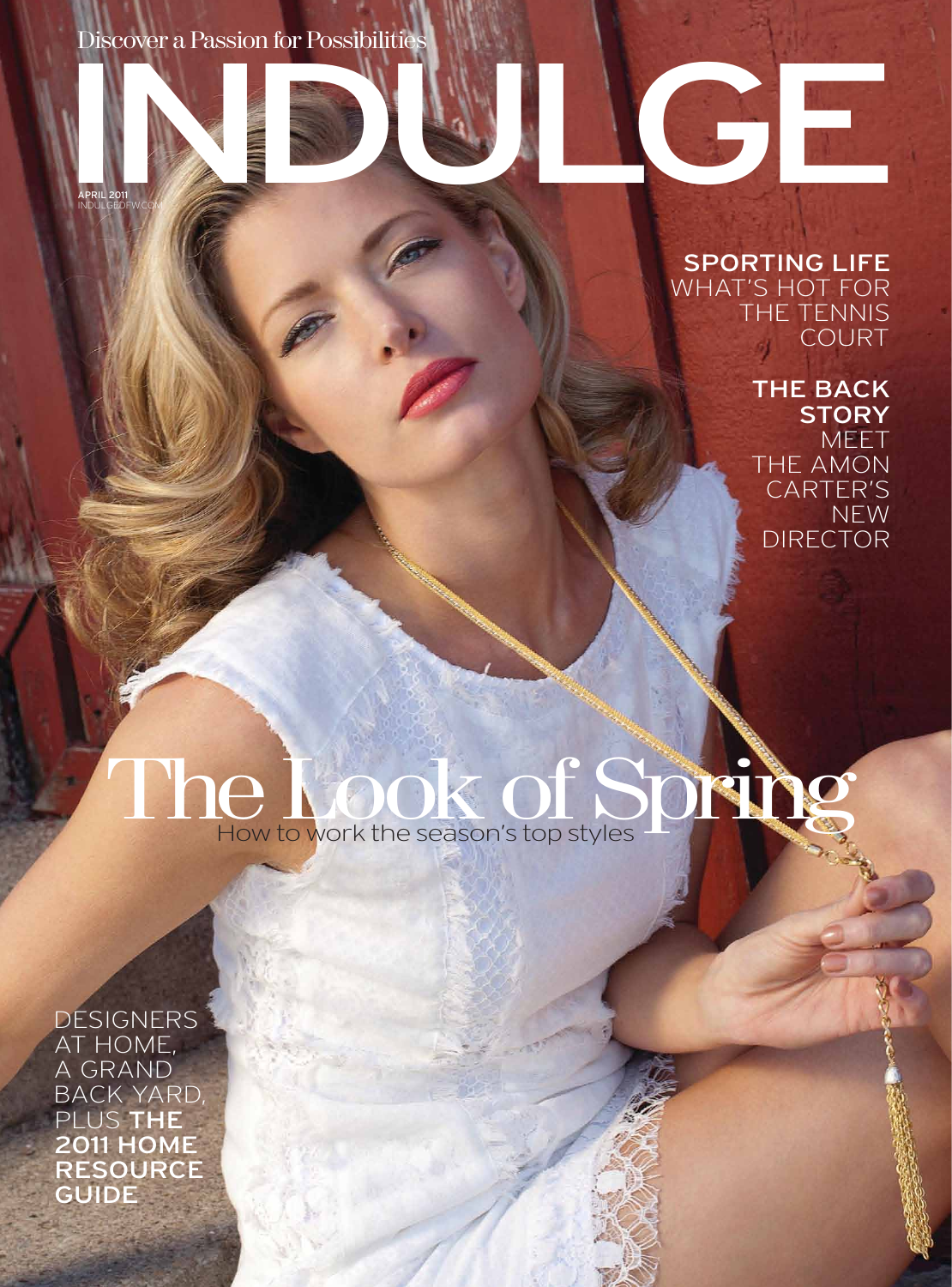Discover a Passion for Possibilities

# INDULGE

APRIL 2011
INDULGEDFW.COM

**SPORTING LIFE**
WHAT'S HOT FOR THE TENNIS COURT

**THE BACK STORY**
MEET THE AMON CARTER'S NEW DIRECTOR

## The Look of Spring

How to work the season's top styles

DESIGNERS AT HOME, A GRAND BACK YARD, PLUS **THE 2011 HOME RESOURCE GUIDE**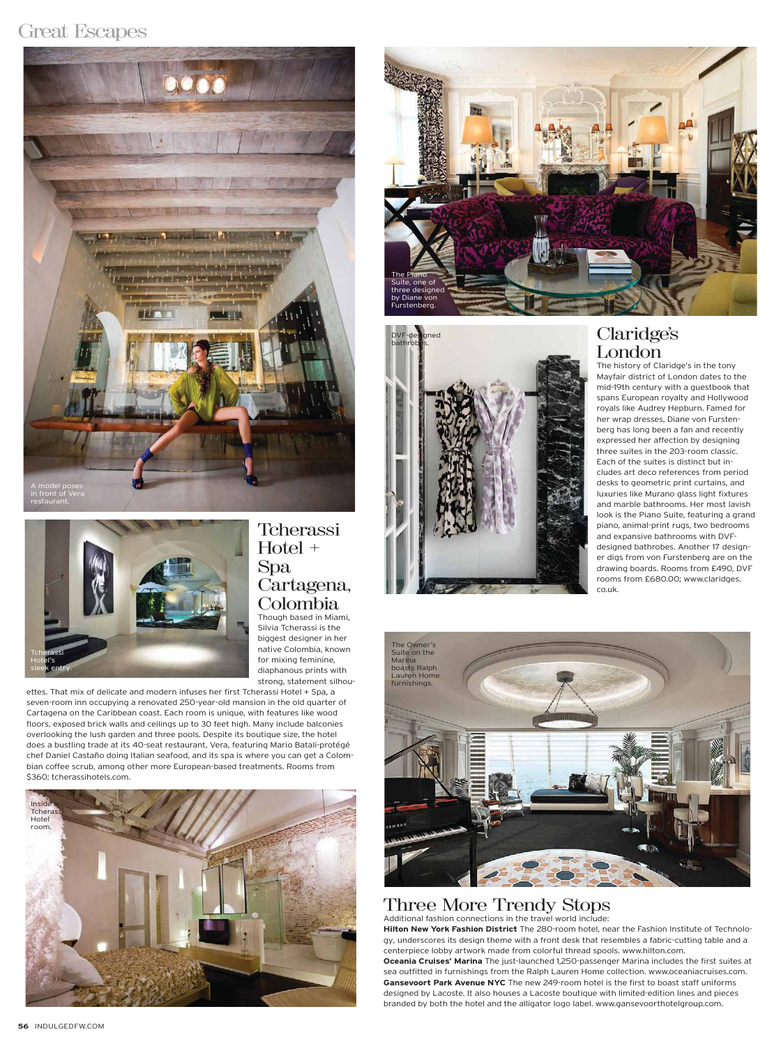# Great Escapes

A model poses in front of Vera restaurant.

Tcherassi Hotel's sleek entry.

## Tcherassi Hotel + Spa Cartagena, Colombia

Though based in Miami, Silvia Tcherassi is the biggest designer in her native Colombia, known for mixing feminine, diaphanous prints with strong, statement silhouettes. That mix of delicate and modern infuses her first Tcherassi Hotel + Spa, a seven-room inn occupying a renovated 250-year-old mansion in the old quarter of Cartagena on the Caribbean coast. Each room is unique, with features like wood floors, exposed brick walls and ceilings up to 30 feet high. Many include balconies overlooking the lush garden and three pools. Despite its boutique size, the hotel does a bustling trade at its 40-seat restaurant, Vera, featuring Mario Batali-protégé chef Daniel Castaño doing Italian seafood, and its spa is where you can get a Colombian coffee scrub, among other more European-based treatments. Rooms from $360; tcherassihotels.com.

Inside a Tcherassi Hotel room.

The Piano Suite, one of three designed by Diane von Furstenberg.

DVF-designed bathrobes.

## Claridge's London

The history of Claridge's in the tony Mayfair district of London dates to the mid-19th century with a guestbook that spans European royalty and Hollywood royals like Audrey Hepburn. Famed for her wrap dresses, Diane von Furstenberg has long been a fan and recently expressed her affection by designing three suites in the 203-room classic. Each of the suites is distinct but includes art deco references from period desks to geometric print curtains, and luxuries like Murano glass light fixtures and marble bathrooms. Her most lavish look is the Piano Suite, featuring a grand piano, animal-print rugs, two bedrooms and expansive bathrooms with DVF-designed bathrobes. Another 17 designer digs from von Furstenberg are on the drawing boards. Rooms from £490, DVF rooms from £680.00; www.claridges.co.uk.

The Owner's Suite on the Marina boasts Ralph Lauren Home furnishings.

## Three More Trendy Stops

Additional fashion connections in the travel world include:

**Hilton New York Fashion District** The 280-room hotel, near the Fashion Institute of Technology, underscores its design theme with a front desk that resembles a fabric-cutting table and a centerpiece lobby artwork made from colorful thread spools. www.hilton.com.

**Oceania Cruises' Marina** The just-launched 1,250-passenger Marina includes the first suites at sea outfitted in furnishings from the Ralph Lauren Home collection. www.oceaniacruises.com.

**Gansevoort Park Avenue NYC** The new 249-room hotel is the first to boast staff uniforms designed by Lacoste. It also houses a Lacoste boutique with limited-edition lines and pieces branded by both the hotel and the alligator logo label. www.gansevoorthotelgroup.com.